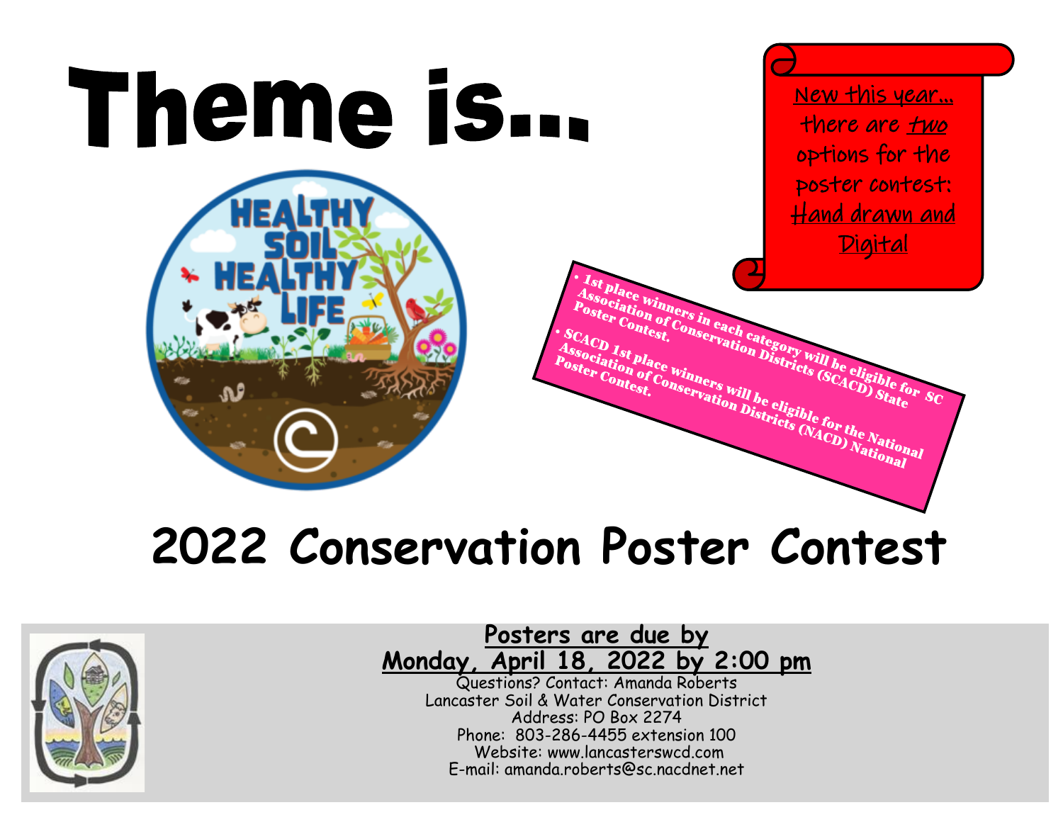# Theme is...

HEALTHY SOIL HEALTHY LIFE

New this year... there are *two* options for the poster contest: Hand drawn and Digital

- 1st place winners in each category will be eligible for SC Association of Conservation Districts (SCACD) State Poster Contest.
- SCACD 1st place winners will be eligible for the National Association of Conservation Districts (NACD) National Poster Contest.

# 2022 Conservation Poster Contest

**Posters are due by**
**Monday, April 18, 2022 by 2:00 pm**

Questions? Contact: Amanda Roberts
Lancaster Soil & Water Conservation District
Address: PO Box 2274
Phone: 803-286-4455 extension 100
Website: www.lancasterswcd.com
E-mail: amanda.roberts@sc.nacdnet.net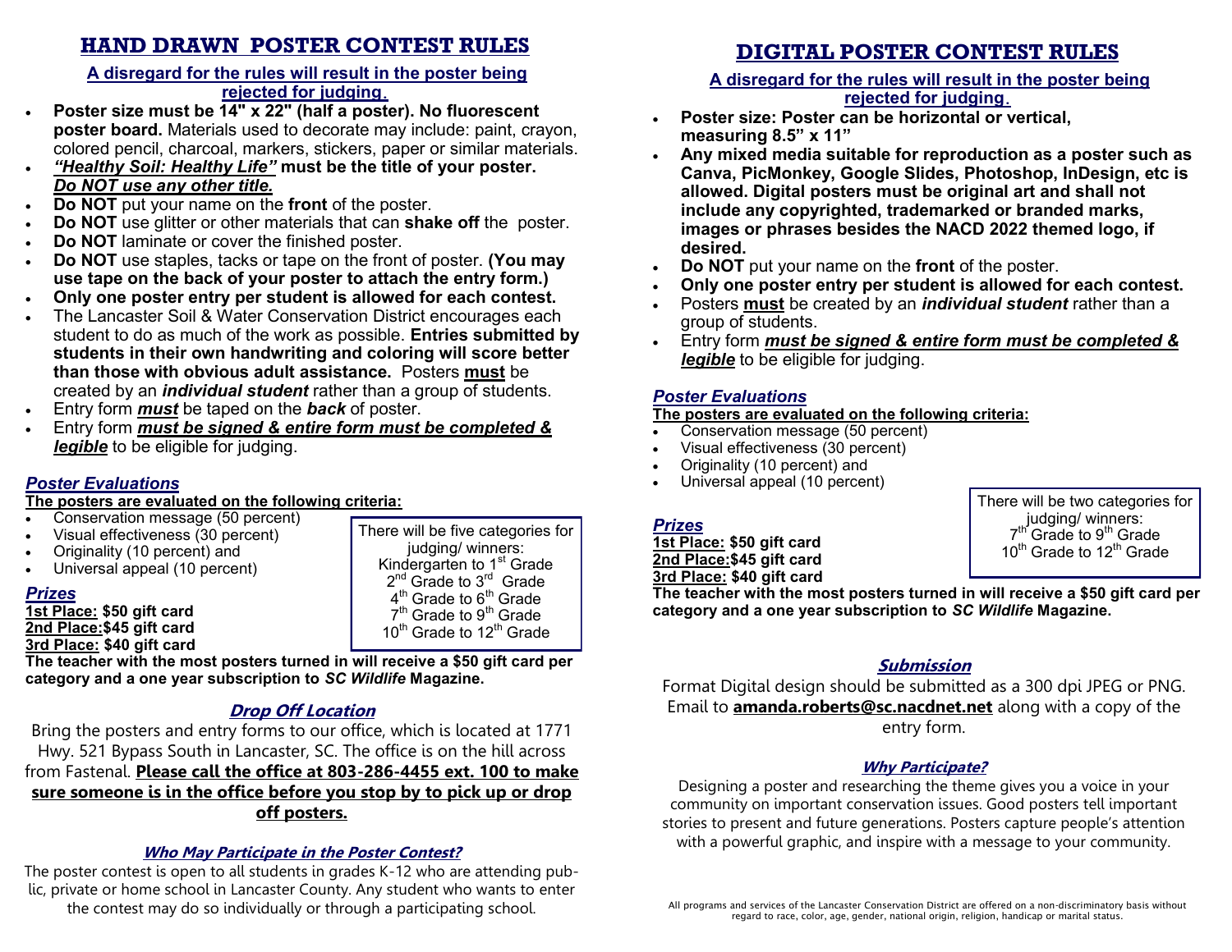# HAND DRAWN POSTER CONTEST RULES

**A disregard for the rules will result in the poster being rejected for judging.**

- **Poster size must be 14" x 22" (half a poster). No fluorescent poster board.** Materials used to decorate may include: paint, crayon, colored pencil, charcoal, markers, stickers, paper or similar materials.
- ***"Healthy Soil: Healthy Life"* must be the title of your poster. *Do NOT use any other title.***
- **Do NOT** put your name on the **front** of the poster.
- **Do NOT** use glitter or other materials that can **shake off** the poster.
- **Do NOT** laminate or cover the finished poster.
- **Do NOT** use staples, tacks or tape on the front of poster. **(You may use tape on the back of your poster to attach the entry form.)**
- **Only one poster entry per student is allowed for each contest.**
- The Lancaster Soil & Water Conservation District encourages each student to do as much of the work as possible. **Entries submitted by students in their own handwriting and coloring will score better than those with obvious adult assistance.** Posters **must** be created by an ***individual student*** rather than a group of students.
- Entry form ***must*** be taped on the ***back*** of poster.
- Entry form ***must be signed & entire form must be completed & legible*** to be eligible for judging.

### *Poster Evaluations*

**The posters are evaluated on the following criteria:**

- Conservation message (50 percent)
- Visual effectiveness (30 percent)
- Originality (10 percent) and
- Universal appeal (10 percent)

There will be five categories for judging/ winners:
Kindergarten to 1st Grade
2nd Grade to 3rd Grade
4th Grade to 6th Grade
7th Grade to 9th Grade
10th Grade to 12th Grade

### *Prizes*

**1st Place: $50 gift card**
**2nd Place: $45 gift card**
**3rd Place: $40 gift card**

**The teacher with the most posters turned in will receive a $50 gift card per category and a one year subscription to *SC Wildlife* Magazine.**

### Drop Off Location

Bring the posters and entry forms to our office, which is located at 1771 Hwy. 521 Bypass South in Lancaster, SC. The office is on the hill across from Fastenal. **Please call the office at 803-286-4455 ext. 100 to make sure someone is in the office before you stop by to pick up or drop off posters.**

### Who May Participate in the Poster Contest?

The poster contest is open to all students in grades K-12 who are attending public, private or home school in Lancaster County. Any student who wants to enter the contest may do so individually or through a participating school.

# DIGITAL POSTER CONTEST RULES

**A disregard for the rules will result in the poster being rejected for judging.**

- **Poster size: Poster can be horizontal or vertical, measuring 8.5" x 11"**
- **Any mixed media suitable for reproduction as a poster such as Canva, PicMonkey, Google Slides, Photoshop, InDesign, etc is allowed. Digital posters must be original art and shall not include any copyrighted, trademarked or branded marks, images or phrases besides the NACD 2022 themed logo, if desired.**
- **Do NOT** put your name on the **front** of the poster.
- **Only one poster entry per student is allowed for each contest.**
- Posters **must** be created by an ***individual student*** rather than a group of students.
- Entry form ***must be signed & entire form must be completed & legible*** to be eligible for judging.

### *Poster Evaluations*

**The posters are evaluated on the following criteria:**

- Conservation message (50 percent)
- Visual effectiveness (30 percent)
- Originality (10 percent) and
- Universal appeal (10 percent)

There will be two categories for judging/ winners:
7th Grade to 9th Grade
10th Grade to 12th Grade

### *Prizes*

**1st Place: $50 gift card**
**2nd Place: $45 gift card**
**3rd Place: $40 gift card**

**The teacher with the most posters turned in will receive a $50 gift card per category and a one year subscription to *SC Wildlife* Magazine.**

### Submission

Format Digital design should be submitted as a 300 dpi JPEG or PNG. Email to **amanda.roberts@sc.nacdnet.net** along with a copy of the entry form.

### Why Participate?

Designing a poster and researching the theme gives you a voice in your community on important conservation issues. Good posters tell important stories to present and future generations. Posters capture people's attention with a powerful graphic, and inspire with a message to your community.

All programs and services of the Lancaster Conservation District are offered on a non-discriminatory basis without regard to race, color, age, gender, national origin, religion, handicap or marital status.